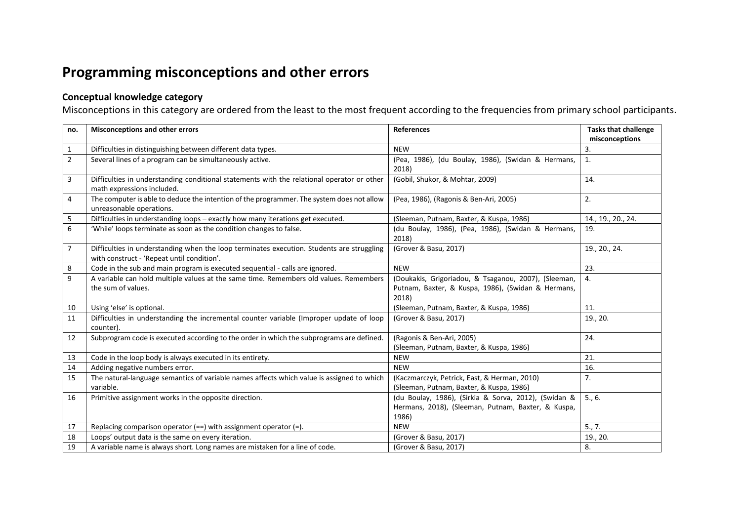# Programming misconceptions and other errors

## Conceptual knowledge category

Misconceptions in this category are ordered from the least to the most frequent according to the frequencies from primary school participants.

| no. | Misconceptions and other errors | References | Tasks that challenge misconceptions |
|---|---|---|---|
| 1 | Difficulties in distinguishing between different data types. | NEW | 3. |
| 2 | Several lines of a program can be simultaneously active. | (Pea, 1986), (du Boulay, 1986), (Swidan & Hermans, 2018) | 1. |
| 3 | Difficulties in understanding conditional statements with the relational operator or other math expressions included. | (Gobil, Shukor, & Mohtar, 2009) | 14. |
| 4 | The computer is able to deduce the intention of the programmer. The system does not allow unreasonable operations. | (Pea, 1986), (Ragonis & Ben-Ari, 2005) | 2. |
| 5 | Difficulties in understanding loops – exactly how many iterations get executed. | (Sleeman, Putnam, Baxter, & Kuspa, 1986) | 14., 19., 20., 24. |
| 6 | 'While' loops terminate as soon as the condition changes to false. | (du Boulay, 1986), (Pea, 1986), (Swidan & Hermans, 2018) | 19. |
| 7 | Difficulties in understanding when the loop terminates execution. Students are struggling with construct - 'Repeat until condition'. | (Grover & Basu, 2017) | 19., 20., 24. |
| 8 | Code in the sub and main program is executed sequential - calls are ignored. | NEW | 23. |
| 9 | A variable can hold multiple values at the same time. Remembers old values. Remembers the sum of values. | (Doukakis, Grigoriadou, & Tsaganou, 2007), (Sleeman, Putnam, Baxter, & Kuspa, 1986), (Swidan & Hermans, 2018) | 4. |
| 10 | Using 'else' is optional. | (Sleeman, Putnam, Baxter, & Kuspa, 1986) | 11. |
| 11 | Difficulties in understanding the incremental counter variable (Improper update of loop counter). | (Grover & Basu, 2017) | 19., 20. |
| 12 | Subprogram code is executed according to the order in which the subprograms are defined. | (Ragonis & Ben-Ari, 2005) (Sleeman, Putnam, Baxter, & Kuspa, 1986) | 24. |
| 13 | Code in the loop body is always executed in its entirety. | NEW | 21. |
| 14 | Adding negative numbers error. | NEW | 16. |
| 15 | The natural-language semantics of variable names affects which value is assigned to which variable. | (Kaczmarczyk, Petrick, East, & Herman, 2010) (Sleeman, Putnam, Baxter, & Kuspa, 1986) | 7. |
| 16 | Primitive assignment works in the opposite direction. | (du Boulay, 1986), (Sirkia & Sorva, 2012), (Swidan & Hermans, 2018), (Sleeman, Putnam, Baxter, & Kuspa, 1986) | 5., 6. |
| 17 | Replacing comparison operator (==) with assignment operator (=). | NEW | 5., 7. |
| 18 | Loops' output data is the same on every iteration. | (Grover & Basu, 2017) | 19., 20. |
| 19 | A variable name is always short. Long names are mistaken for a line of code. | (Grover & Basu, 2017) | 8. |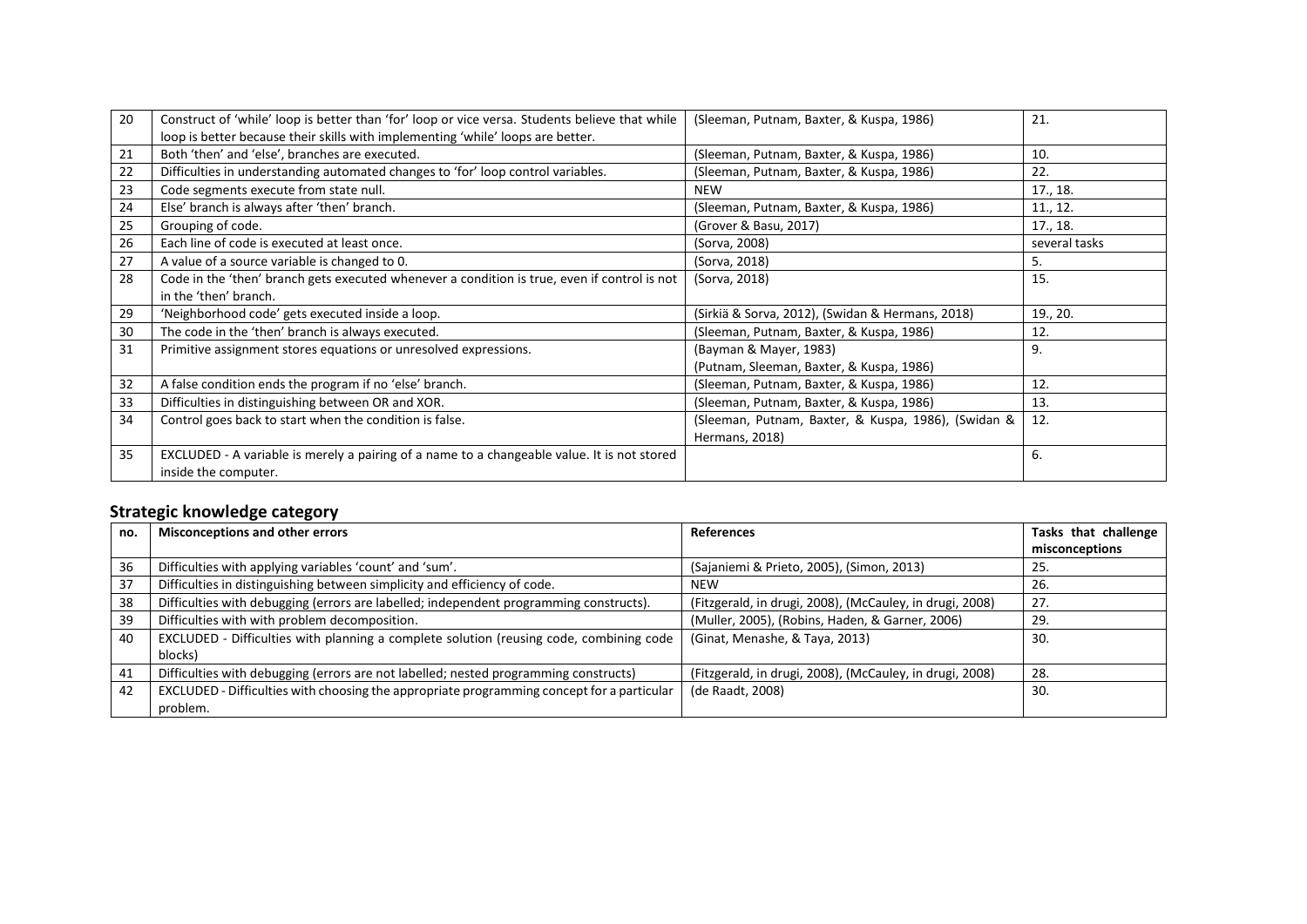| | | | |
|---|---|---|---|
| 20 | Construct of 'while' loop is better than 'for' loop or vice versa. Students believe that while loop is better because their skills with implementing 'while' loops are better. | (Sleeman, Putnam, Baxter, & Kuspa, 1986) | 21. |
| 21 | Both 'then' and 'else', branches are executed. | (Sleeman, Putnam, Baxter, & Kuspa, 1986) | 10. |
| 22 | Difficulties in understanding automated changes to 'for' loop control variables. | (Sleeman, Putnam, Baxter, & Kuspa, 1986) | 22. |
| 23 | Code segments execute from state null. | NEW | 17., 18. |
| 24 | Else' branch is always after 'then' branch. | (Sleeman, Putnam, Baxter, & Kuspa, 1986) | 11., 12. |
| 25 | Grouping of code. | (Grover & Basu, 2017) | 17., 18. |
| 26 | Each line of code is executed at least once. | (Sorva, 2008) | several tasks |
| 27 | A value of a source variable is changed to 0. | (Sorva, 2018) | 5. |
| 28 | Code in the 'then' branch gets executed whenever a condition is true, even if control is not in the 'then' branch. | (Sorva, 2018) | 15. |
| 29 | 'Neighborhood code' gets executed inside a loop. | (Sirkiä & Sorva, 2012), (Swidan & Hermans, 2018) | 19., 20. |
| 30 | The code in the 'then' branch is always executed. | (Sleeman, Putnam, Baxter, & Kuspa, 1986) | 12. |
| 31 | Primitive assignment stores equations or unresolved expressions. | (Bayman & Mayer, 1983) (Putnam, Sleeman, Baxter, & Kuspa, 1986) | 9. |
| 32 | A false condition ends the program if no 'else' branch. | (Sleeman, Putnam, Baxter, & Kuspa, 1986) | 12. |
| 33 | Difficulties in distinguishing between OR and XOR. | (Sleeman, Putnam, Baxter, & Kuspa, 1986) | 13. |
| 34 | Control goes back to start when the condition is false. | (Sleeman, Putnam, Baxter, & Kuspa, 1986), (Swidan & Hermans, 2018) | 12. |
| 35 | EXCLUDED - A variable is merely a pairing of a name to a changeable value. It is not stored inside the computer. | | 6. |

## Strategic knowledge category

| no. | Misconceptions and other errors | References | Tasks that challenge misconceptions |
|---|---|---|---|
| 36 | Difficulties with applying variables 'count' and 'sum'. | (Sajaniemi & Prieto, 2005), (Simon, 2013) | 25. |
| 37 | Difficulties in distinguishing between simplicity and efficiency of code. | NEW | 26. |
| 38 | Difficulties with debugging (errors are labelled; independent programming constructs). | (Fitzgerald, in drugi, 2008), (McCauley, in drugi, 2008) | 27. |
| 39 | Difficulties with with problem decomposition. | (Muller, 2005), (Robins, Haden, & Garner, 2006) | 29. |
| 40 | EXCLUDED - Difficulties with planning a complete solution (reusing code, combining code blocks) | (Ginat, Menashe, & Taya, 2013) | 30. |
| 41 | Difficulties with debugging (errors are not labelled; nested programming constructs) | (Fitzgerald, in drugi, 2008), (McCauley, in drugi, 2008) | 28. |
| 42 | EXCLUDED - Difficulties with choosing the appropriate programming concept for a particular problem. | (de Raadt, 2008) | 30. |